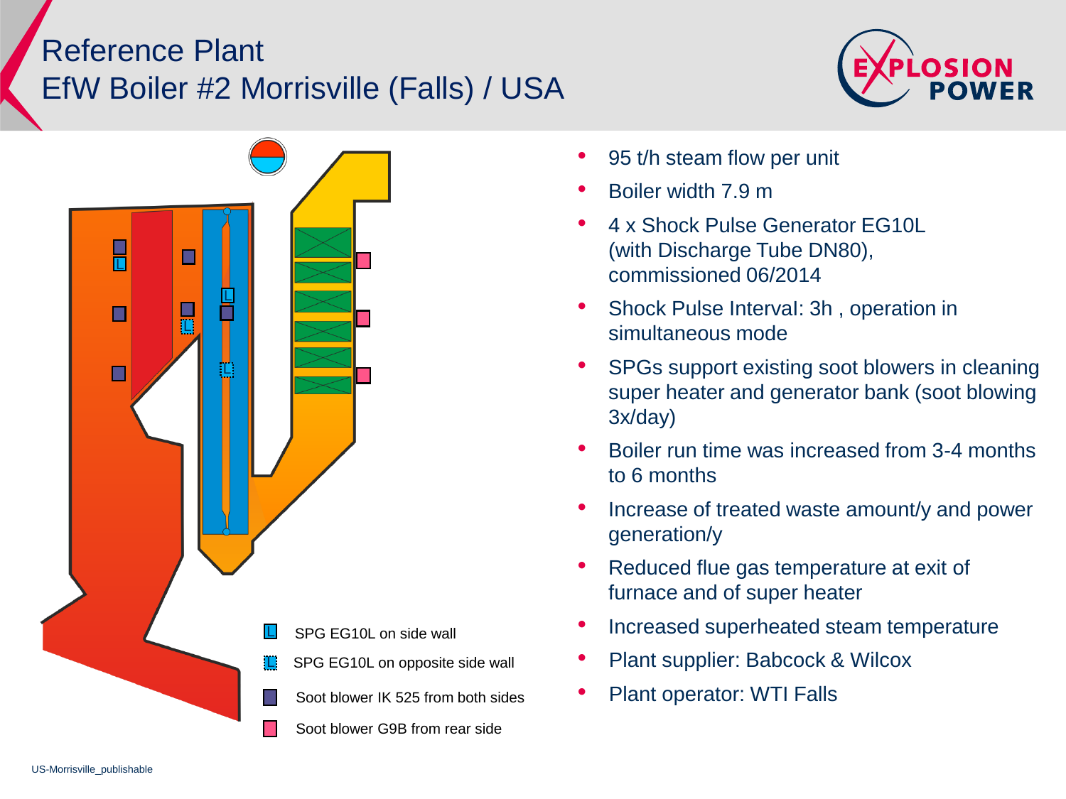# Reference Plant
# EfW Boiler #2 Morrisville (Falls) / USA

- 95 t/h steam flow per unit
- Boiler width 7.9 m
- 4 x Shock Pulse Generator EG10L (with Discharge Tube DN80), commissioned 06/2014
- Shock Pulse Interval: 3h , operation in simultaneous mode
- SPGs support existing soot blowers in cleaning super heater and generator bank (soot blowing 3x/day)
- Boiler run time was increased from 3-4 months to 6 months
- Increase of treated waste amount/y and power generation/y
- Reduced flue gas temperature at exit of furnace and of super heater
- Increased superheated steam temperature
- Plant supplier: Babcock & Wilcox
- Plant operator: WTI Falls

Legend:

- SPG EG10L on side wall
- SPG EG10L on opposite side wall
- Soot blower IK 525 from both sides
- Soot blower G9B from rear side

US-Morrisville_publishable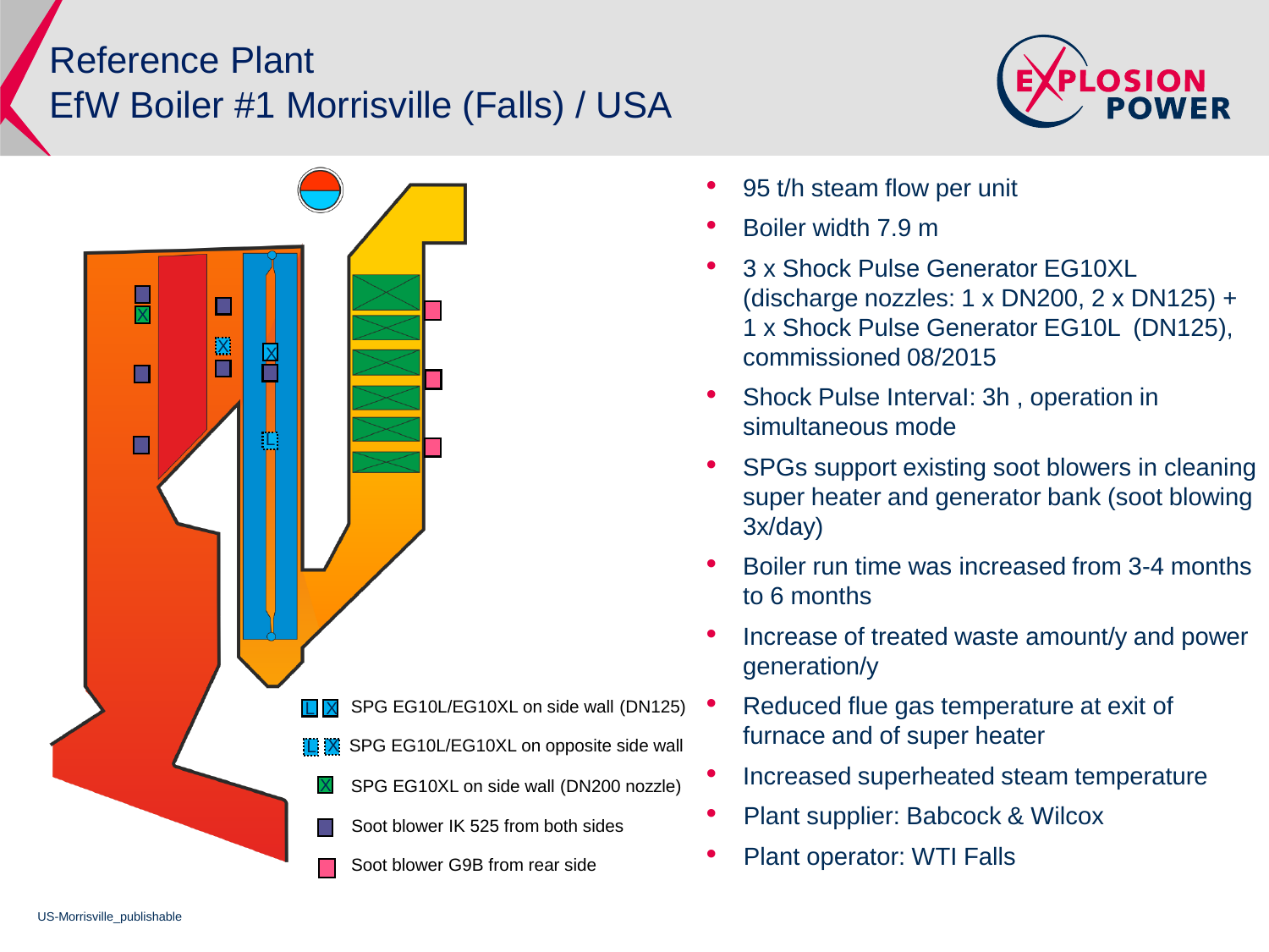# Reference Plant
# EfW Boiler #1 Morrisville (Falls) / USA

SPG EG10L/EG10XL on side wall (DN125)

SPG EG10L/EG10XL on opposite side wall

SPG EG10XL on side wall (DN200 nozzle)

Soot blower IK 525 from both sides

Soot blower G9B from rear side

- 95 t/h steam flow per unit
- Boiler width 7.9 m
- 3 x Shock Pulse Generator EG10XL (discharge nozzles: 1 x DN200, 2 x DN125) + 1 x Shock Pulse Generator EG10L (DN125), commissioned 08/2015
- Shock Pulse Interval: 3h , operation in simultaneous mode
- SPGs support existing soot blowers in cleaning super heater and generator bank (soot blowing 3x/day)
- Boiler run time was increased from 3-4 months to 6 months
- Increase of treated waste amount/y and power generation/y
- Reduced flue gas temperature at exit of furnace and of super heater
- Increased superheated steam temperature
- Plant supplier: Babcock & Wilcox
- Plant operator: WTI Falls

US-Morrisville_publishable